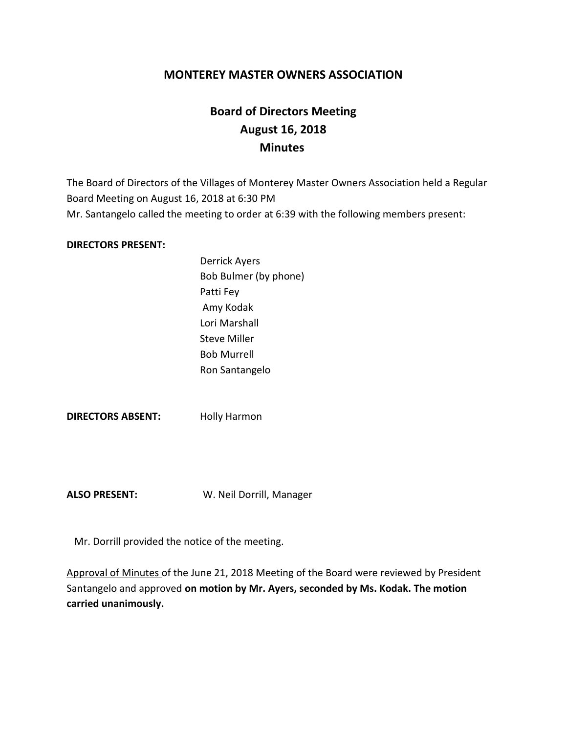# MONTEREY MASTER OWNERS ASSOCIATION

## Board of Directors Meeting
## August 16, 2018
## Minutes

The Board of Directors of the Villages of Monterey Master Owners Association held a Regular Board Meeting on August 16, 2018 at 6:30 PM
Mr. Santangelo called the meeting to order at 6:39 with the following members present:

**DIRECTORS PRESENT:**

Derrick Ayers
Bob Bulmer (by phone)
Patti Fey
Amy Kodak
Lori Marshall
Steve Miller
Bob Murrell
Ron Santangelo

**DIRECTORS ABSENT:** Holly Harmon

**ALSO PRESENT:** W. Neil Dorrill, Manager

Mr. Dorrill provided the notice of the meeting.

Approval of Minutes of the June 21, 2018 Meeting of the Board were reviewed by President Santangelo and approved **on motion by Mr. Ayers, seconded by Ms. Kodak. The motion carried unanimously.**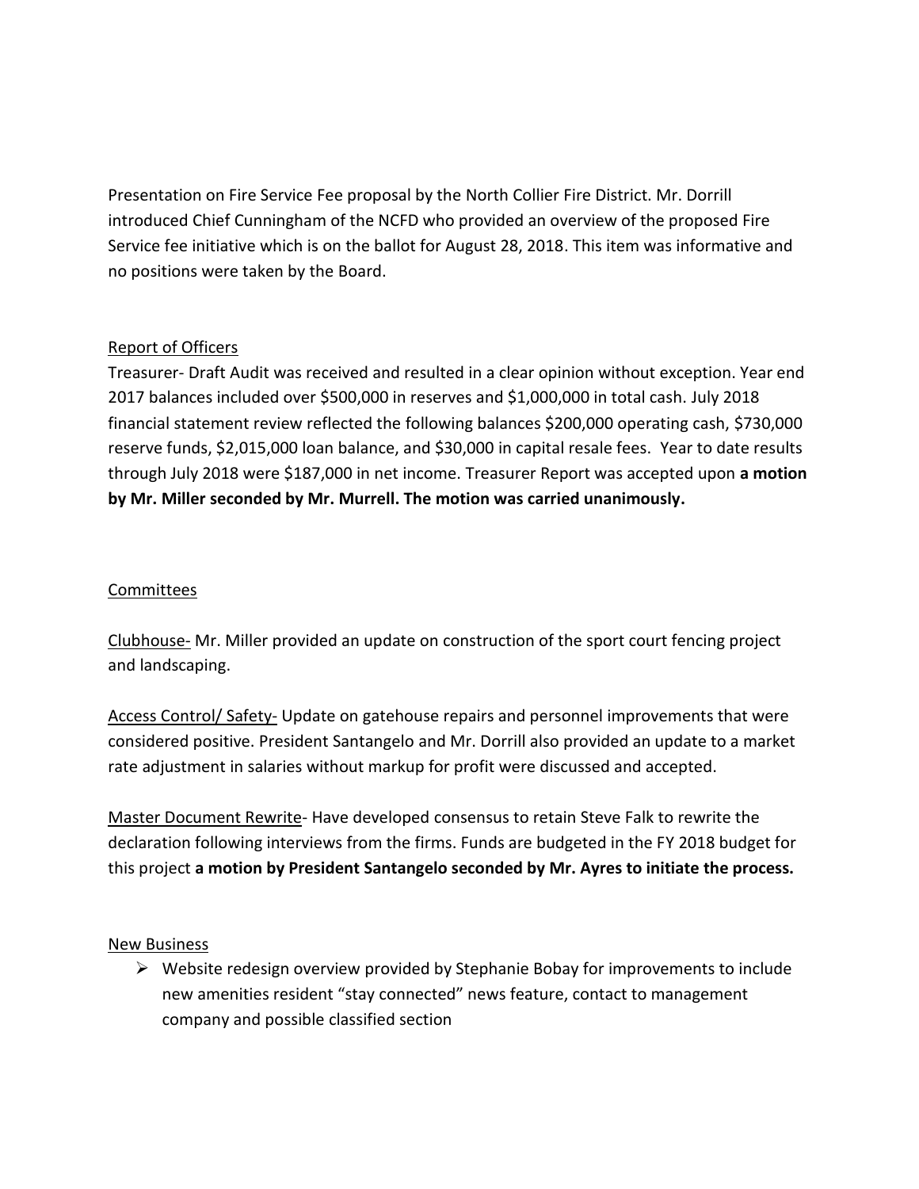Presentation on Fire Service Fee proposal by the North Collier Fire District. Mr. Dorrill introduced Chief Cunningham of the NCFD who provided an overview of the proposed Fire Service fee initiative which is on the ballot for August 28, 2018. This item was informative and no positions were taken by the Board.

## Report of Officers

Treasurer- Draft Audit was received and resulted in a clear opinion without exception. Year end 2017 balances included over $500,000 in reserves and $1,000,000 in total cash. July 2018 financial statement review reflected the following balances $200,000 operating cash, $730,000 reserve funds, $2,015,000 loan balance, and $30,000 in capital resale fees. Year to date results through July 2018 were $187,000 in net income. Treasurer Report was accepted upon **a motion by Mr. Miller seconded by Mr. Murrell. The motion was carried unanimously.**

## Committees

Clubhouse- Mr. Miller provided an update on construction of the sport court fencing project and landscaping.

Access Control/ Safety- Update on gatehouse repairs and personnel improvements that were considered positive. President Santangelo and Mr. Dorrill also provided an update to a market rate adjustment in salaries without markup for profit were discussed and accepted.

Master Document Rewrite- Have developed consensus to retain Steve Falk to rewrite the declaration following interviews from the firms. Funds are budgeted in the FY 2018 budget for this project **a motion by President Santangelo seconded by Mr. Ayres to initiate the process.**

## New Business

- Website redesign overview provided by Stephanie Bobay for improvements to include new amenities resident "stay connected" news feature, contact to management company and possible classified section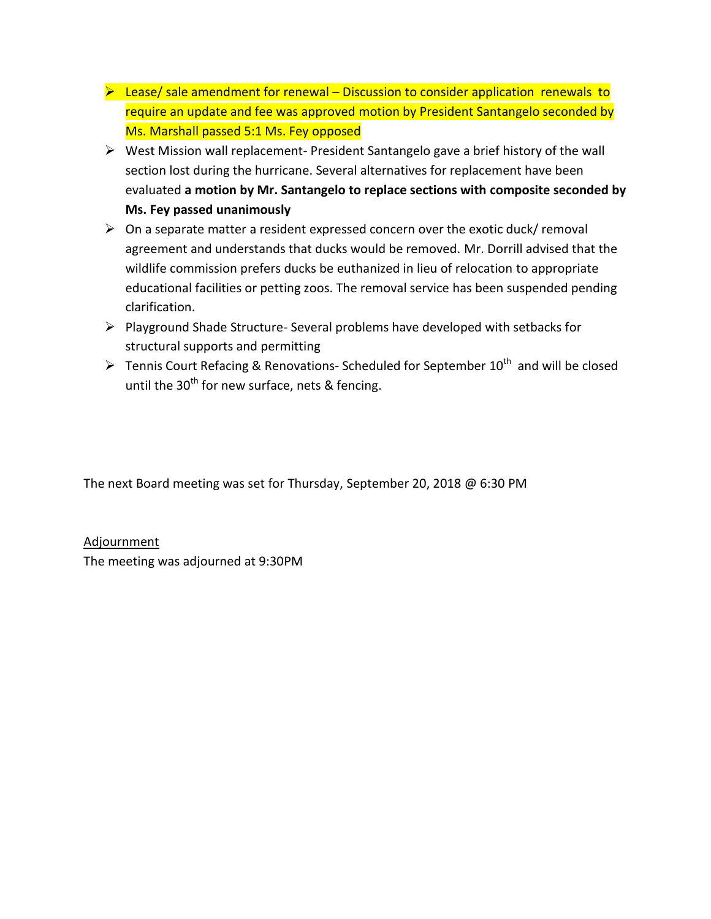- Lease/ sale amendment for renewal – Discussion to consider application renewals to require an update and fee was approved motion by President Santangelo seconded by Ms. Marshall passed 5:1 Ms. Fey opposed
- West Mission wall replacement- President Santangelo gave a brief history of the wall section lost during the hurricane. Several alternatives for replacement have been evaluated **a motion by Mr. Santangelo to replace sections with composite seconded by Ms. Fey passed unanimously**
- On a separate matter a resident expressed concern over the exotic duck/ removal agreement and understands that ducks would be removed. Mr. Dorrill advised that the wildlife commission prefers ducks be euthanized in lieu of relocation to appropriate educational facilities or petting zoos. The removal service has been suspended pending clarification.
- Playground Shade Structure- Several problems have developed with setbacks for structural supports and permitting
- Tennis Court Refacing & Renovations- Scheduled for September 10th and will be closed until the 30th for new surface, nets & fencing.

The next Board meeting was set for Thursday, September 20, 2018 @ 6:30 PM

Adjournment

The meeting was adjourned at 9:30PM